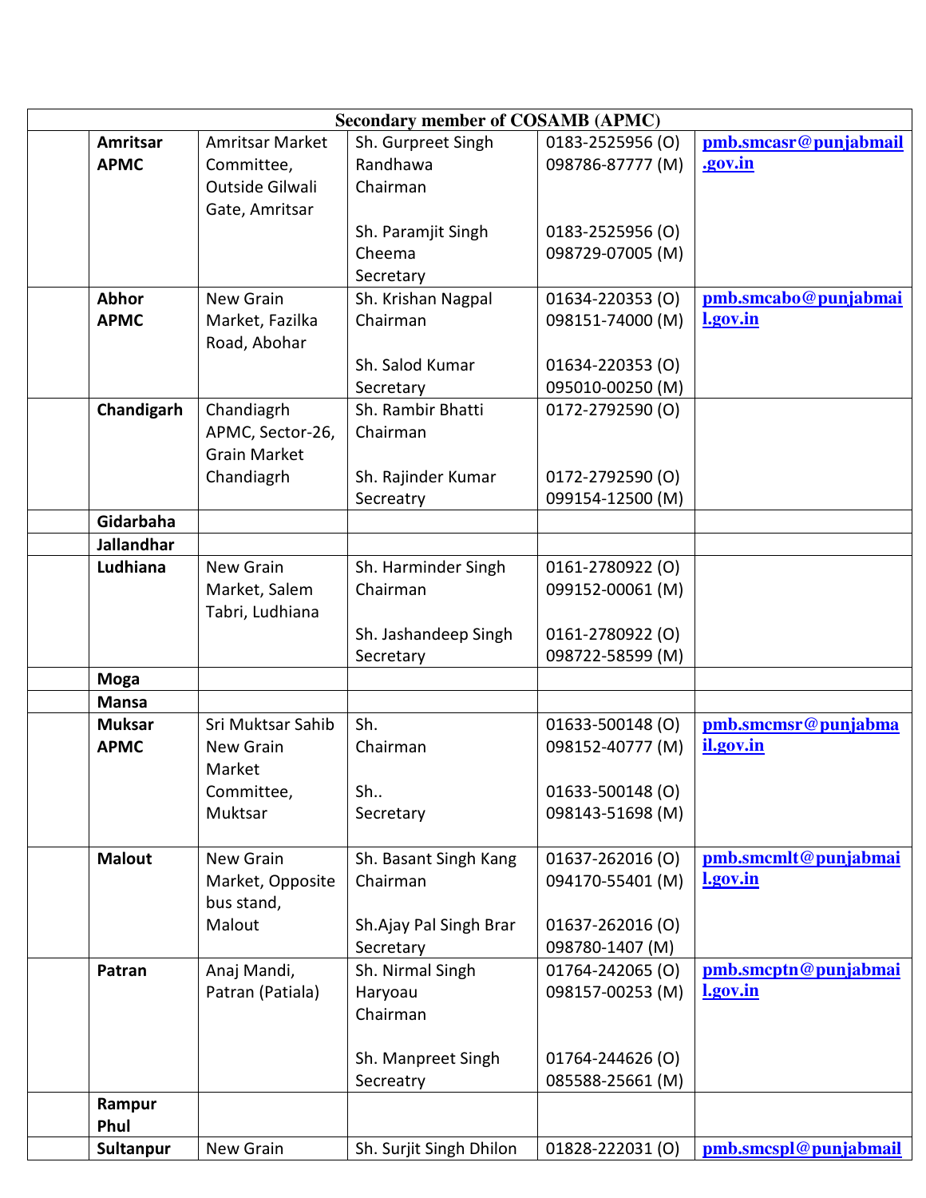| Secondary member of COSAMB (APMC) | | | | | |
|---|---|---|---|---|---|
| | **Amritsar APMC** | Amritsar Market Committee, Outside Gilwali Gate, Amritsar | Sh. Gurpreet Singh Randhawa Chairman<br><br>Sh. Paramjit Singh Cheema Secretary | 0183-2525956 (O)<br>098786-87777 (M)<br><br>0183-2525956 (O)<br>098729-07005 (M) | pmb.smcasr@punjabmail.gov.in |
| | **Abhor APMC** | New Grain Market, Fazilka Road, Abohar | Sh. Krishan Nagpal Chairman<br><br>Sh. Salod Kumar Secretary | 01634-220353 (O)<br>098151-74000 (M)<br><br>01634-220353 (O)<br>095010-00250 (M) | pmb.smcabo@punjabmail.gov.in |
| | **Chandigarh** | Chandiagrh APMC, Sector-26, Grain Market Chandiagrh | Sh. Rambir Bhatti Chairman<br><br>Sh. Rajinder Kumar Secreatry | 0172-2792590 (O)<br><br>0172-2792590 (O)<br>099154-12500 (M) | |
| | **Gidarbaha** | | | | |
| | **Jallandhar** | | | | |
| | **Ludhiana** | New Grain Market, Salem Tabri, Ludhiana | Sh. Harminder Singh Chairman<br><br>Sh. Jashandeep Singh Secretary | 0161-2780922 (O)<br>099152-00061 (M)<br><br>0161-2780922 (O)<br>098722-58599 (M) | |
| | **Moga** | | | | |
| | **Mansa** | | | | |
| | **Muksar APMC** | Sri Muktsar Sahib New Grain Market Committee, Muktsar | Sh. Chairman<br><br>Sh.. Secretary | 01633-500148 (O)<br>098152-40777 (M)<br><br>01633-500148 (O)<br>098143-51698 (M) | pmb.smcmsr@punjabmail.gov.in |
| | **Malout** | New Grain Market, Opposite bus stand, Malout | Sh. Basant Singh Kang Chairman<br><br>Sh.Ajay Pal Singh Brar Secretary | 01637-262016 (O)<br>094170-55401 (M)<br><br>01637-262016 (O)<br>098780-1407 (M) | pmb.smcmlt@punjabmail.gov.in |
| | **Patran** | Anaj Mandi, Patran (Patiala) | Sh. Nirmal Singh Haryoau Chairman<br><br>Sh. Manpreet Singh Secreatry | 01764-242065 (O)<br>098157-00253 (M)<br><br>01764-244626 (O)<br>085588-25661 (M) | pmb.smcptn@punjabmail.gov.in |
| | **Rampur Phul** | | | | |
| | **Sultanpur** | New Grain | Sh. Surjit Singh Dhilon | 01828-222031 (O) | pmb.smcspl@punjabmail |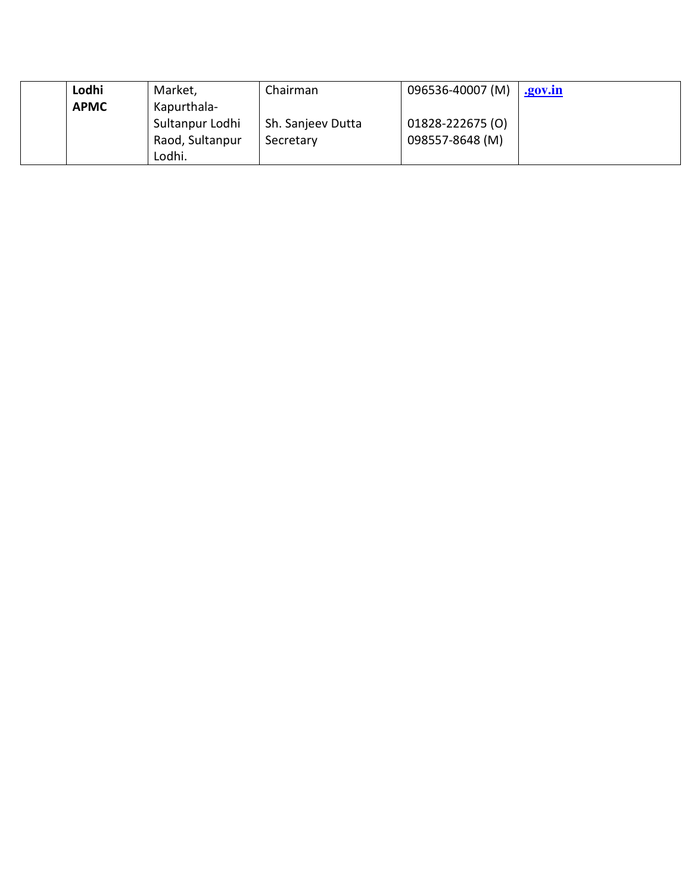| | | | | | |
|---|---|---|---|---|---|
| | **Lodhi APMC** | Market, Kapurthala-Sultanpur Lodhi Raod, Sultanpur Lodhi. | Chairman<br><br>Sh. Sanjeev Dutta Secretary | 096536-40007 (M)<br><br>01828-222675 (O)<br>098557-8648 (M) | .gov.in |